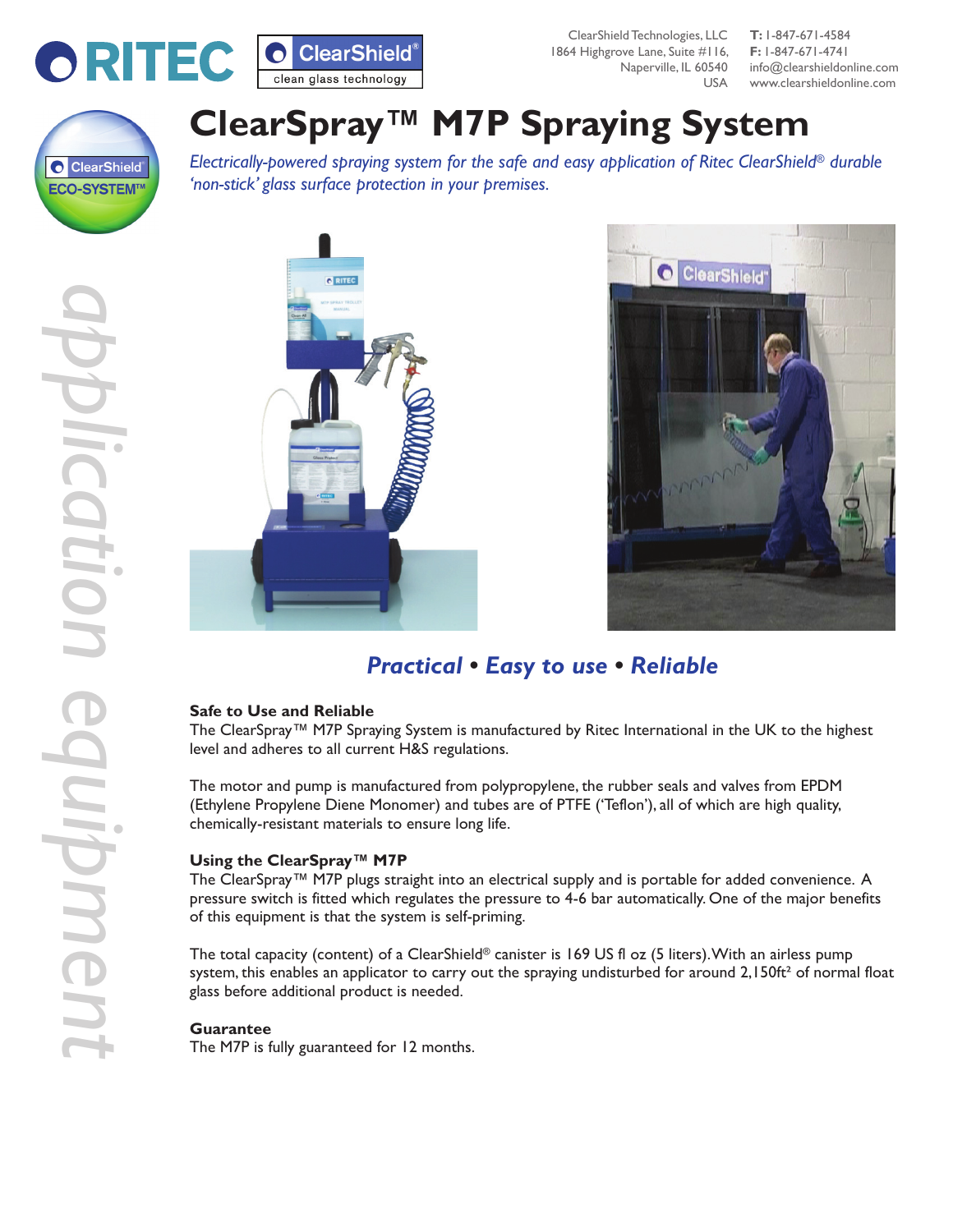RITEC ClearShield® clean glass technology

ClearShield Technologies, LLC
1864 Highgrove Lane, Suite #116,
Naperville, IL 60540
USA

**T:** 1-847-671-4584
**F:** 1-847-671-4741
info@clearshieldonline.com
www.clearshieldonline.com

ClearShield® ECO-SYSTEM™

*application equipment*

# ClearSpray™ M7P Spraying System

*Electrically-powered spraying system for the safe and easy application of Ritec ClearShield® durable 'non-stick' glass surface protection in your premises.*

## *Practical • Easy to use • Reliable*

### Safe to Use and Reliable

The ClearSpray™ M7P Spraying System is manufactured by Ritec International in the UK to the highest level and adheres to all current H&S regulations.

The motor and pump is manufactured from polypropylene, the rubber seals and valves from EPDM (Ethylene Propylene Diene Monomer) and tubes are of PTFE ('Teflon'), all of which are high quality, chemically-resistant materials to ensure long life.

### Using the ClearSpray™ M7P

The ClearSpray™ M7P plugs straight into an electrical supply and is portable for added convenience. A pressure switch is fitted which regulates the pressure to 4-6 bar automatically. One of the major benefits of this equipment is that the system is self-priming.

The total capacity (content) of a ClearShield® canister is 169 US fl oz (5 liters). With an airless pump system, this enables an applicator to carry out the spraying undisturbed for around 2,150ft² of normal float glass before additional product is needed.

### Guarantee

The M7P is fully guaranteed for 12 months.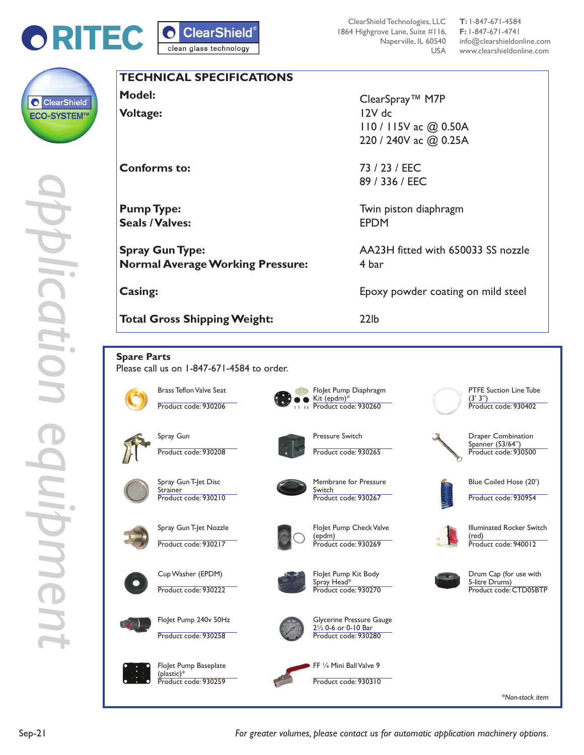ClearShield Technologies, LLC
1864 Highgrove Lane, Suite #116,
Naperville, IL 60540
USA

**T:** 1-847-671-4584
**F:** 1-847-671-4741
info@clearshieldonline.com
www.clearshieldonline.com

## TECHNICAL SPECIFICATIONS

| | |
|---|---|
| **Model:** | ClearSpray™ M7P |
| **Voltage:** | 12V dc<br>110 / 115V ac @ 0.50A<br>220 / 240V ac @ 0.25A |
| **Conforms to:** | 73 / 23 / EEC<br>89 / 336 / EEC |
| **Pump Type:** | Twin piston diaphragm |
| **Seals / Valves:** | EPDM |
| **Spray Gun Type:** | AA23H fitted with 650033 SS nozzle |
| **Normal Average Working Pressure:** | 4 bar |
| **Casing:** | Epoxy powder coating on mild steel |
| **Total Gross Shipping Weight:** | 22lb |

## Spare Parts

Please call us on 1-847-671-4584 to order.

- Brass Teflon Valve Seat — Product code: 930206
- Spray Gun — Product code: 930208
- Spray Gun T-Jet Disc Strainer — Product code: 930210
- Spray Gun T-Jet Nozzle — Product code: 930217
- Cup Washer (EPDM) — Product code: 930222
- FloJet Pump 240v 50Hz — Product code: 930258
- FloJet Pump Baseplate (plastic)* — Product code: 930259
- FloJet Pump Diaphragm Kit (epdm)* — Product code: 930260
- Pressure Switch — Product code: 930265
- Membrane for Pressure Switch — Product code: 930267
- FloJet Pump Check Valve (epdm) — Product code: 930269
- FloJet Pump Kit Body Spray Head* — Product code: 930270
- Glycerine Pressure Gauge 2½ 0-6 or 0-10 Bar — Product code: 930280
- FF ¼ Mini Ball Valve 9 — Product code: 930310
- PTFE Suction Line Tube (3' 3") — Product code: 930402
- Draper Combination Spanner (53/64") — Product code: 930500
- Blue Coiled Hose (20') — Product code: 930954
- Illuminated Rocker Switch (red) — Product code: 940012
- Drum Cap (for use with 5-litre Drums) — Product code: CTD05BTP

*\*Non-stock item*

Sep-21

*For greater volumes, please contact us for automatic application machinery options.*